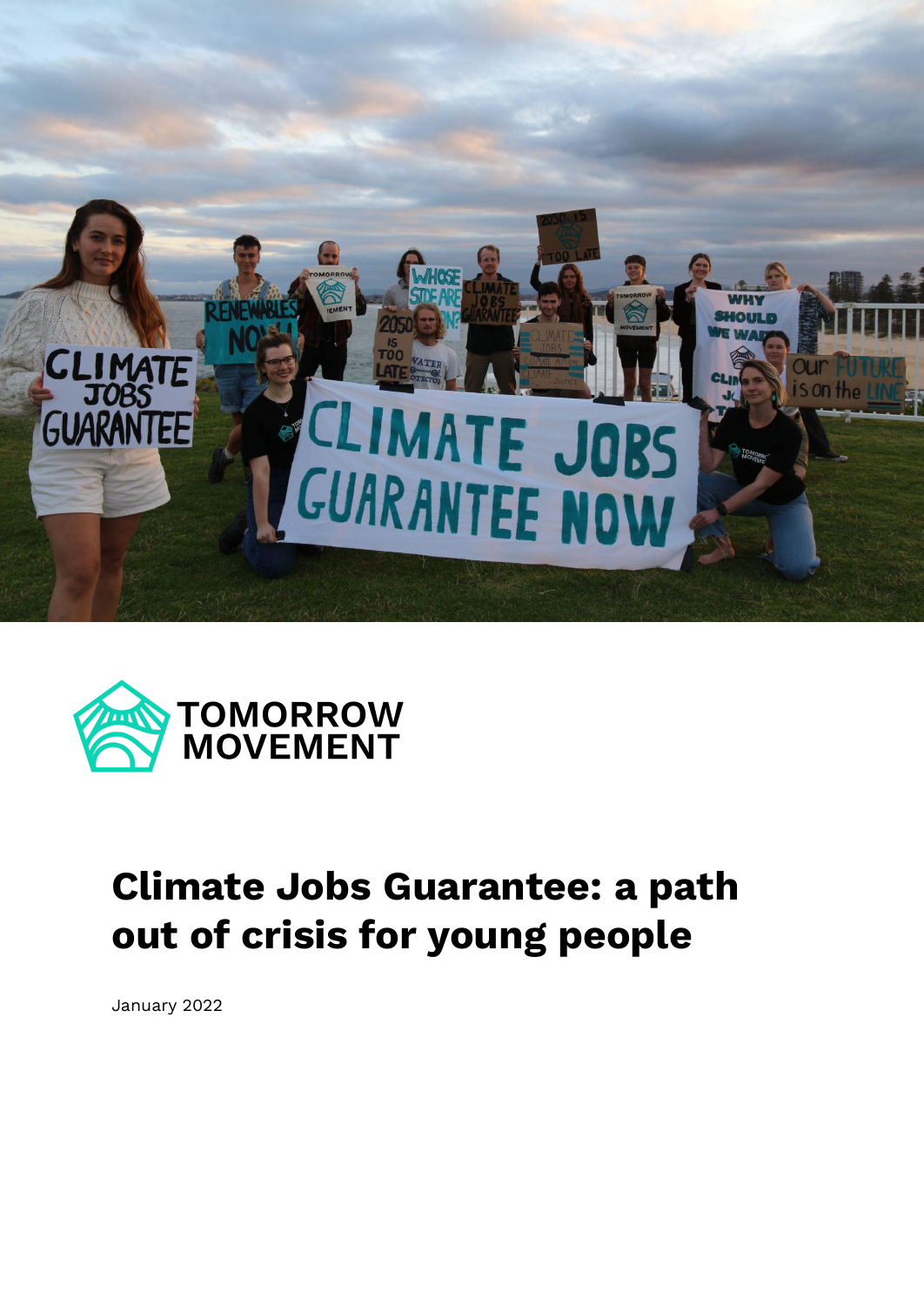TOMORROW MOVEMENT

# Climate Jobs Guarantee: a path out of crisis for young people

January 2022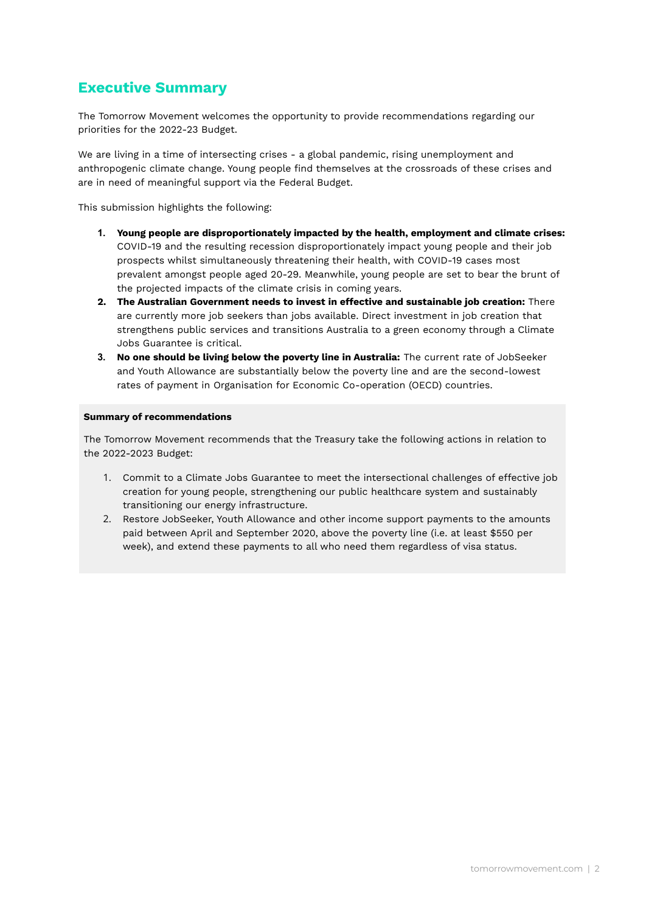# Executive Summary

The Tomorrow Movement welcomes the opportunity to provide recommendations regarding our priorities for the 2022-23 Budget.

We are living in a time of intersecting crises - a global pandemic, rising unemployment and anthropogenic climate change. Young people find themselves at the crossroads of these crises and are in need of meaningful support via the Federal Budget.

This submission highlights the following:

1. **Young people are disproportionately impacted by the health, employment and climate crises:** COVID-19 and the resulting recession disproportionately impact young people and their job prospects whilst simultaneously threatening their health, with COVID-19 cases most prevalent amongst people aged 20-29. Meanwhile, young people are set to bear the brunt of the projected impacts of the climate crisis in coming years.
2. **The Australian Government needs to invest in effective and sustainable job creation:** There are currently more job seekers than jobs available. Direct investment in job creation that strengthens public services and transitions Australia to a green economy through a Climate Jobs Guarantee is critical.
3. **No one should be living below the poverty line in Australia:** The current rate of JobSeeker and Youth Allowance are substantially below the poverty line and are the second-lowest rates of payment in Organisation for Economic Co-operation (OECD) countries.

**Summary of recommendations**

The Tomorrow Movement recommends that the Treasury take the following actions in relation to the 2022-2023 Budget:

1. Commit to a Climate Jobs Guarantee to meet the intersectional challenges of effective job creation for young people, strengthening our public healthcare system and sustainably transitioning our energy infrastructure.
2. Restore JobSeeker, Youth Allowance and other income support payments to the amounts paid between April and September 2020, above the poverty line (i.e. at least $550 per week), and extend these payments to all who need them regardless of visa status.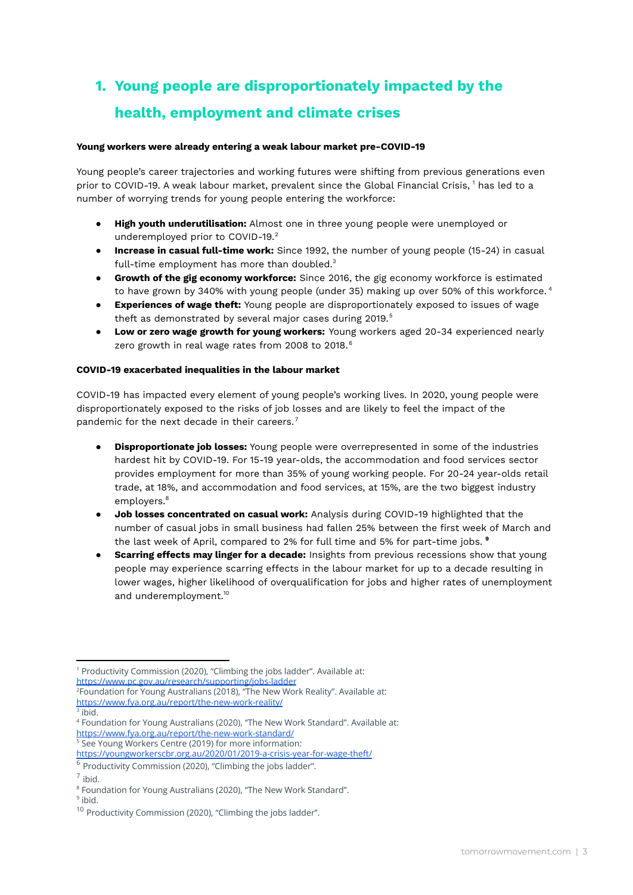# 1. Young people are disproportionately impacted by the health, employment and climate crises

**Young workers were already entering a weak labour market pre-COVID-19**

Young people's career trajectories and working futures were shifting from previous generations even prior to COVID-19. A weak labour market, prevalent since the Global Financial Crisis, [1] has led to a number of worrying trends for young people entering the workforce:

- **High youth underutilisation:** Almost one in three young people were unemployed or underemployed prior to COVID-19.[2]
- **Increase in casual full-time work:** Since 1992, the number of young people (15-24) in casual full-time employment has more than doubled.[3]
- **Growth of the gig economy workforce:** Since 2016, the gig economy workforce is estimated to have grown by 340% with young people (under 35) making up over 50% of this workforce. [4]
- **Experiences of wage theft:** Young people are disproportionately exposed to issues of wage theft as demonstrated by several major cases during 2019.[5]
- **Low or zero wage growth for young workers:** Young workers aged 20-34 experienced nearly zero growth in real wage rates from 2008 to 2018.[6]

**COVID-19 exacerbated inequalities in the labour market**

COVID-19 has impacted every element of young people's working lives. In 2020, young people were disproportionately exposed to the risks of job losses and are likely to feel the impact of the pandemic for the next decade in their careers.[7]

- **Disproportionate job losses:** Young people were overrepresented in some of the industries hardest hit by COVID-19. For 15-19 year-olds, the accommodation and food services sector provides employment for more than 35% of young working people. For 20-24 year-olds retail trade, at 18%, and accommodation and food services, at 15%, are the two biggest industry employers.[8]
- **Job losses concentrated on casual work:** Analysis during COVID-19 highlighted that the number of casual jobs in small business had fallen 25% between the first week of March and the last week of April, compared to 2% for full time and 5% for part-time jobs. [9]
- **Scarring effects may linger for a decade:** Insights from previous recessions show that young people may experience scarring effects in the labour market for up to a decade resulting in lower wages, higher likelihood of overqualification for jobs and higher rates of unemployment and underemployment.[10]

---

[1] Productivity Commission (2020), "Climbing the jobs ladder". Available at: https://www.pc.gov.au/research/supporting/jobs-ladder
[2] Foundation for Young Australians (2018), "The New Work Reality". Available at: https://www.fya.org.au/report/the-new-work-reality/
[3] ibid.
[4] Foundation for Young Australians (2020), "The New Work Standard". Available at: https://www.fya.org.au/report/the-new-work-standard/
[5] See Young Workers Centre (2019) for more information: https://youngworkerscbr.org.au/2020/01/2019-a-crisis-year-for-wage-theft/
[6] Productivity Commission (2020), "Climbing the jobs ladder".
[7] ibid.
[8] Foundation for Young Australians (2020), "The New Work Standard".
[9] ibid.
[10] Productivity Commission (2020), "Climbing the jobs ladder".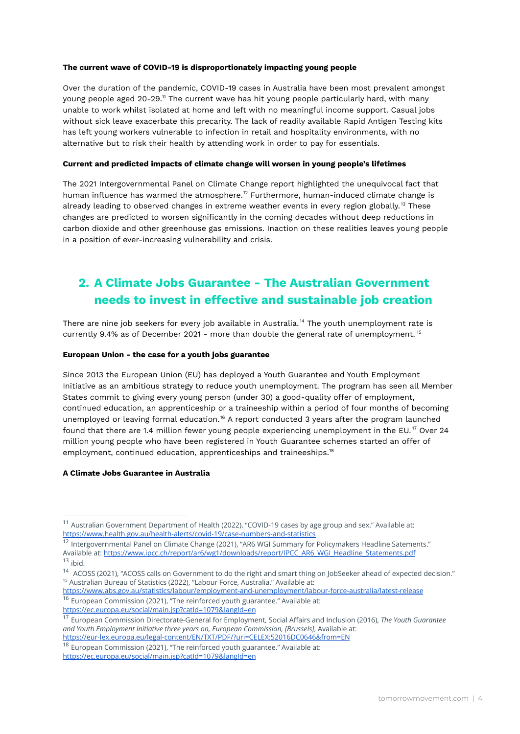**The current wave of COVID-19 is disproportionately impacting young people**

Over the duration of the pandemic, COVID-19 cases in Australia have been most prevalent amongst young people aged 20-29.[11] The current wave has hit young people particularly hard, with many unable to work whilst isolated at home and left with no meaningful income support. Casual jobs without sick leave exacerbate this precarity. The lack of readily available Rapid Antigen Testing kits has left young workers vulnerable to infection in retail and hospitality environments, with no alternative but to risk their health by attending work in order to pay for essentials.

**Current and predicted impacts of climate change will worsen in young people's lifetimes**

The 2021 Intergovernmental Panel on Climate Change report highlighted the unequivocal fact that human influence has warmed the atmosphere.[12] Furthermore, human-induced climate change is already leading to observed changes in extreme weather events in every region globally.[13] These changes are predicted to worsen significantly in the coming decades without deep reductions in carbon dioxide and other greenhouse gas emissions. Inaction on these realities leaves young people in a position of ever-increasing vulnerability and crisis.

## 2. A Climate Jobs Guarantee - The Australian Government needs to invest in effective and sustainable job creation

There are nine job seekers for every job available in Australia.[14] The youth unemployment rate is currently 9.4% as of December 2021 - more than double the general rate of unemployment.[15]

**European Union - the case for a youth jobs guarantee**

Since 2013 the European Union (EU) has deployed a Youth Guarantee and Youth Employment Initiative as an ambitious strategy to reduce youth unemployment. The program has seen all Member States commit to giving every young person (under 30) a good-quality offer of employment, continued education, an apprenticeship or a traineeship within a period of four months of becoming unemployed or leaving formal education.[16] A report conducted 3 years after the program launched found that there are 1.4 million fewer young people experiencing unemployment in the EU.[17] Over 24 million young people who have been registered in Youth Guarantee schemes started an offer of employment, continued education, apprenticeships and traineeships.[18]

**A Climate Jobs Guarantee in Australia**

---

[11] Australian Government Department of Health (2022), "COVID-19 cases by age group and sex." Available at: https://www.health.gov.au/health-alerts/covid-19/case-numbers-and-statistics

[12] Intergovernmental Panel on Climate Change (2021), "AR6 WGI Summary for Policymakers Headline Satements." Available at: https://www.ipcc.ch/report/ar6/wg1/downloads/report/IPCC_AR6_WGI_Headline_Statements.pdf

[13] ibid.

[14] ACOSS (2021), "ACOSS calls on Government to do the right and smart thing on JobSeeker ahead of expected decision."

[15] Australian Bureau of Statistics (2022), "Labour Force, Australia." Available at: https://www.abs.gov.au/statistics/labour/employment-and-unemployment/labour-force-australia/latest-release

[16] European Commission (2021), "The reinforced youth guarantee." Available at: https://ec.europa.eu/social/main.jsp?catId=1079&langId=en

[17] European Commission Directorate-General for Employment, Social Affairs and Inclusion (2016), *The Youth Guarantee and Youth Employment Initiative three years on, European Commission, [Brussels]*, Available at: https://eur-lex.europa.eu/legal-content/EN/TXT/PDF/?uri=CELEX:52016DC0646&from=EN

[18] European Commission (2021), "The reinforced youth guarantee." Available at: https://ec.europa.eu/social/main.jsp?catId=1079&langId=en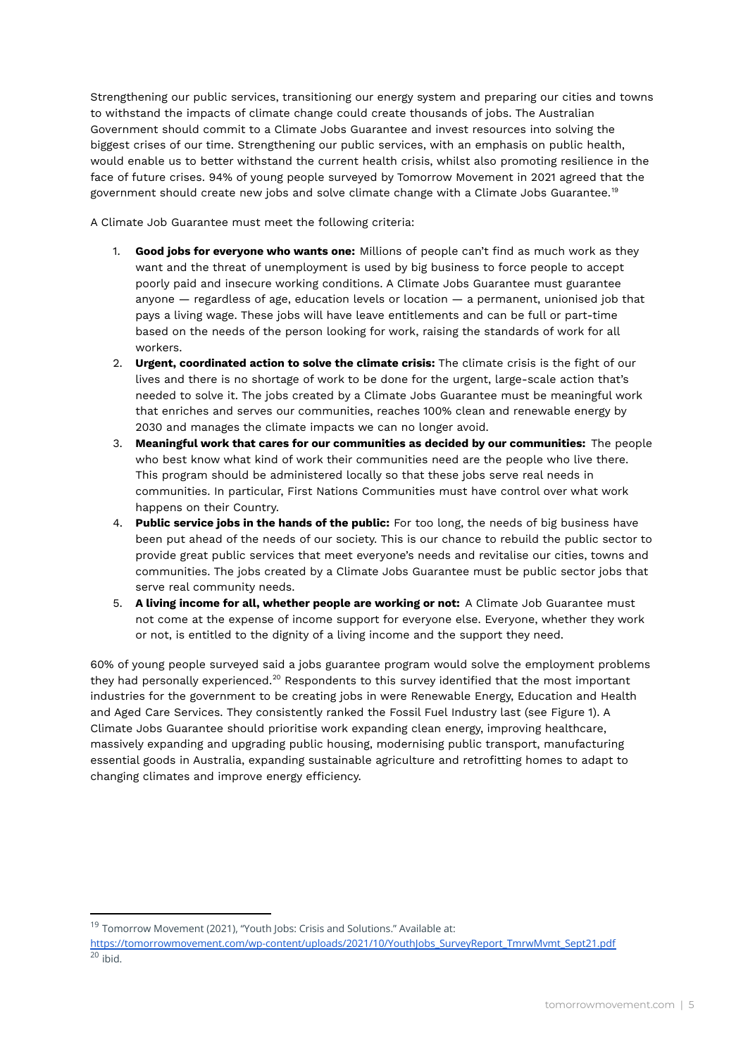Strengthening our public services, transitioning our energy system and preparing our cities and towns to withstand the impacts of climate change could create thousands of jobs. The Australian Government should commit to a Climate Jobs Guarantee and invest resources into solving the biggest crises of our time. Strengthening our public services, with an emphasis on public health, would enable us to better withstand the current health crisis, whilst also promoting resilience in the face of future crises. 94% of young people surveyed by Tomorrow Movement in 2021 agreed that the government should create new jobs and solve climate change with a Climate Jobs Guarantee.[19]

A Climate Job Guarantee must meet the following criteria:

1. **Good jobs for everyone who wants one:** Millions of people can't find as much work as they want and the threat of unemployment is used by big business to force people to accept poorly paid and insecure working conditions. A Climate Jobs Guarantee must guarantee anyone — regardless of age, education levels or location — a permanent, unionised job that pays a living wage. These jobs will have leave entitlements and can be full or part-time based on the needs of the person looking for work, raising the standards of work for all workers.
2. **Urgent, coordinated action to solve the climate crisis:** The climate crisis is the fight of our lives and there is no shortage of work to be done for the urgent, large-scale action that's needed to solve it. The jobs created by a Climate Jobs Guarantee must be meaningful work that enriches and serves our communities, reaches 100% clean and renewable energy by 2030 and manages the climate impacts we can no longer avoid.
3. **Meaningful work that cares for our communities as decided by our communities:** The people who best know what kind of work their communities need are the people who live there. This program should be administered locally so that these jobs serve real needs in communities. In particular, First Nations Communities must have control over what work happens on their Country.
4. **Public service jobs in the hands of the public:** For too long, the needs of big business have been put ahead of the needs of our society. This is our chance to rebuild the public sector to provide great public services that meet everyone's needs and revitalise our cities, towns and communities. The jobs created by a Climate Jobs Guarantee must be public sector jobs that serve real community needs.
5. **A living income for all, whether people are working or not:** A Climate Job Guarantee must not come at the expense of income support for everyone else. Everyone, whether they work or not, is entitled to the dignity of a living income and the support they need.

60% of young people surveyed said a jobs guarantee program would solve the employment problems they had personally experienced.[20] Respondents to this survey identified that the most important industries for the government to be creating jobs in were Renewable Energy, Education and Health and Aged Care Services. They consistently ranked the Fossil Fuel Industry last (see Figure 1). A Climate Jobs Guarantee should prioritise work expanding clean energy, improving healthcare, massively expanding and upgrading public housing, modernising public transport, manufacturing essential goods in Australia, expanding sustainable agriculture and retrofitting homes to adapt to changing climates and improve energy efficiency.

---

[19] Tomorrow Movement (2021), "Youth Jobs: Crisis and Solutions." Available at: https://tomorrowmovement.com/wp-content/uploads/2021/10/YouthJobs_SurveyReport_TmrwMvmt_Sept21.pdf

[20] ibid.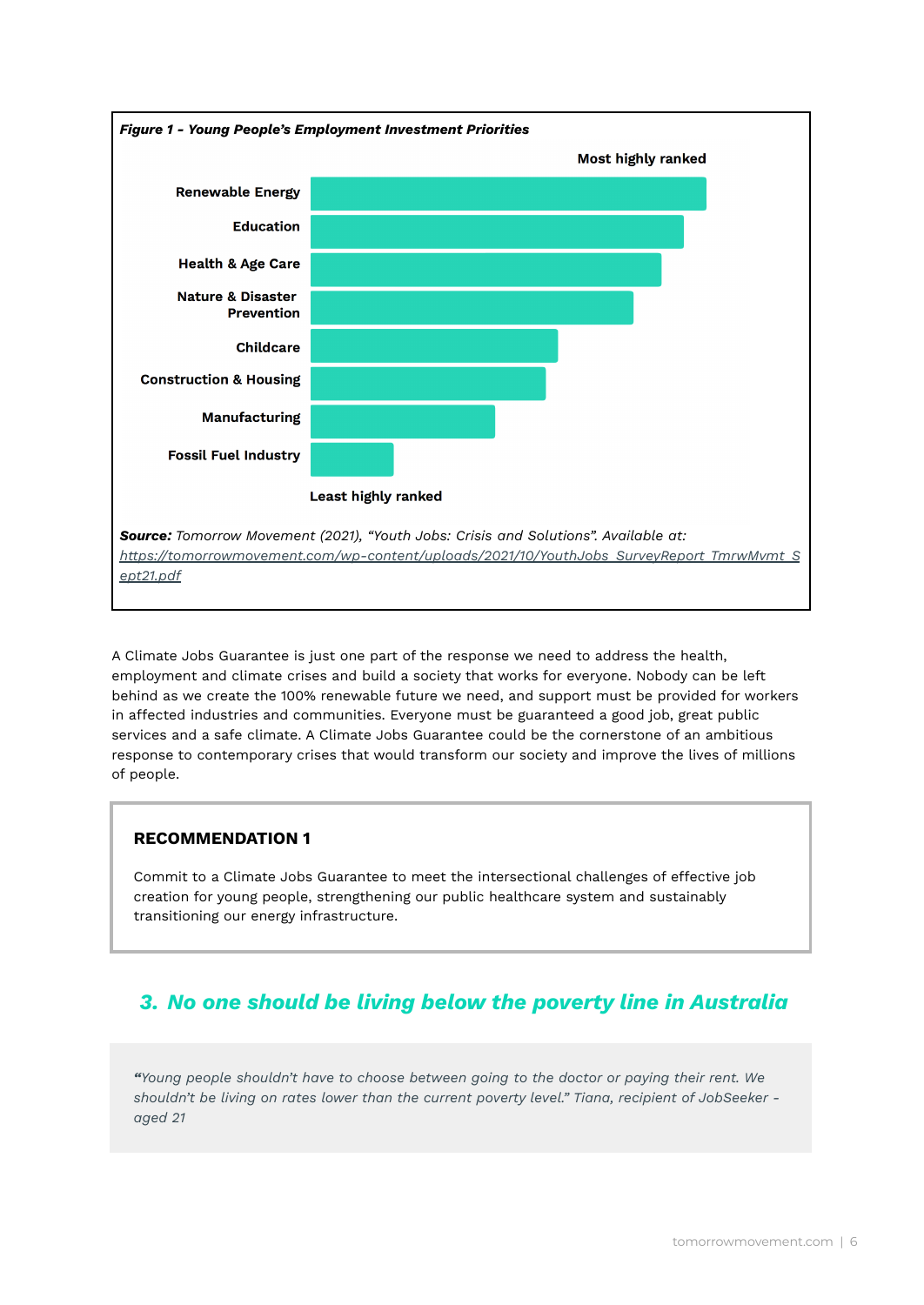**Figure 1 - Young People's Employment Investment Priorities**

Most highly ranked

- Renewable Energy
- Education
- Health & Age Care
- Nature & Disaster Prevention
- Childcare
- Construction & Housing
- Manufacturing
- Fossil Fuel Industry

Least highly ranked

**Source:** *Tomorrow Movement (2021), "Youth Jobs: Crisis and Solutions". Available at:* *https://tomorrowmovement.com/wp-content/uploads/2021/10/YouthJobs_SurveyReport_TmrwMvmt_Sept21.pdf*

A Climate Jobs Guarantee is just one part of the response we need to address the health, employment and climate crises and build a society that works for everyone. Nobody can be left behind as we create the 100% renewable future we need, and support must be provided for workers in affected industries and communities. Everyone must be guaranteed a good job, great public services and a safe climate. A Climate Jobs Guarantee could be the cornerstone of an ambitious response to contemporary crises that would transform our society and improve the lives of millions of people.

**RECOMMENDATION 1**

Commit to a Climate Jobs Guarantee to meet the intersectional challenges of effective job creation for young people, strengthening our public healthcare system and sustainably transitioning our energy infrastructure.

## 3. No one should be living below the poverty line in Australia

> *"Young people shouldn't have to choose between going to the doctor or paying their rent. We shouldn't be living on rates lower than the current poverty level." Tiana, recipient of JobSeeker - aged 21*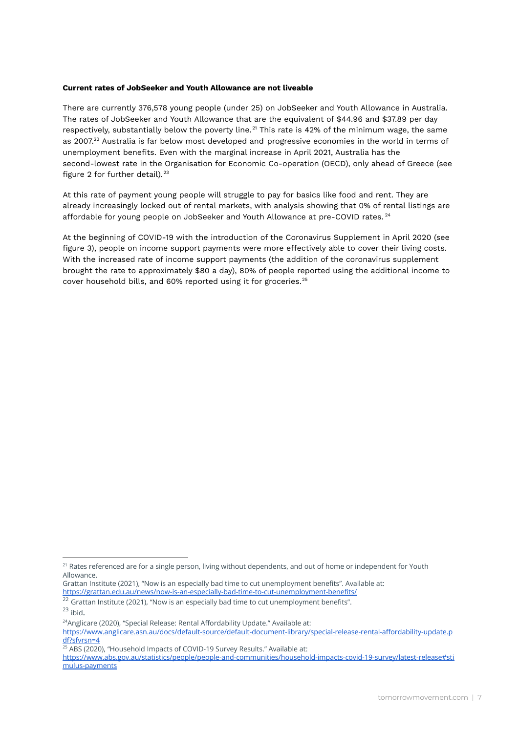**Current rates of JobSeeker and Youth Allowance are not liveable**

There are currently 376,578 young people (under 25) on JobSeeker and Youth Allowance in Australia. The rates of JobSeeker and Youth Allowance that are the equivalent of $44.96 and $37.89 per day respectively, substantially below the poverty line.[21] This rate is 42% of the minimum wage, the same as 2007.[22] Australia is far below most developed and progressive economies in the world in terms of unemployment benefits. Even with the marginal increase in April 2021, Australia has the second-lowest rate in the Organisation for Economic Co-operation (OECD), only ahead of Greece (see figure 2 for further detail).[23]

At this rate of payment young people will struggle to pay for basics like food and rent. They are already increasingly locked out of rental markets, with analysis showing that 0% of rental listings are affordable for young people on JobSeeker and Youth Allowance at pre-COVID rates.[24]

At the beginning of COVID-19 with the introduction of the Coronavirus Supplement in April 2020 (see figure 3), people on income support payments were more effectively able to cover their living costs. With the increased rate of income support payments (the addition of the coronavirus supplement brought the rate to approximately $80 a day), 80% of people reported using the additional income to cover household bills, and 60% reported using it for groceries.[25]

---

[21] Rates referenced are for a single person, living without dependents, and out of home or independent for Youth Allowance.
Grattan Institute (2021), "Now is an especially bad time to cut unemployment benefits". Available at: https://grattan.edu.au/news/now-is-an-especially-bad-time-to-cut-unemployment-benefits/

[22] Grattan Institute (2021), "Now is an especially bad time to cut unemployment benefits".

[23] ibid.

[24] Anglicare (2020), "Special Release: Rental Affordability Update." Available at: https://www.anglicare.asn.au/docs/default-source/default-document-library/special-release-rental-affordability-update.pdf?sfvrsn=4

[25] ABS (2020), "Household Impacts of COVID-19 Survey Results." Available at: https://www.abs.gov.au/statistics/people/people-and-communities/household-impacts-covid-19-survey/latest-release#stimulus-payments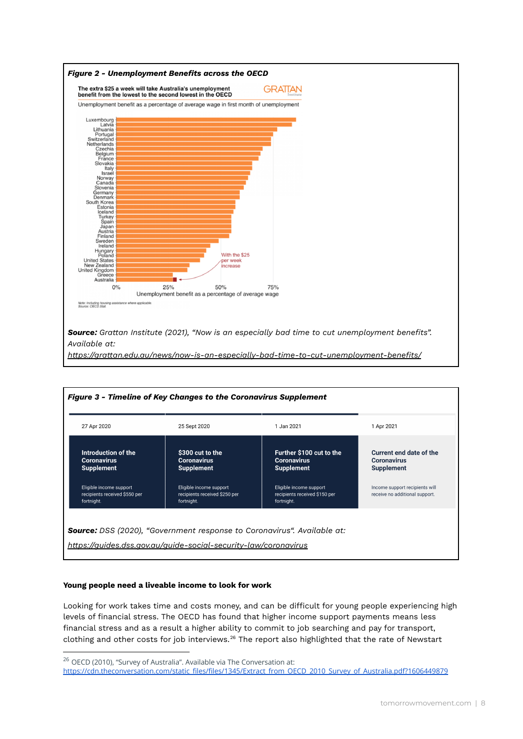***Figure 2 - Unemployment Benefits across the OECD***

**The extra $25 a week will take Australia's unemployment benefit from the lowest to the second lowest in the OECD**

Unemployment benefit as a percentage of average wage in first month of unemployment

GRATTAN Institute

Luxembourg, Latvia, Lithuania, Portugal, Switzerland, Netherlands, Czechia, Belgium, France, Slovakia, Italy, Israel, Norway, Canada, Slovenia, Germany, Denmark, South Korea, Estonia, Iceland, Turkey, Spain, Japan, Austria, Finland, Sweden, Ireland, Hungary, Poland, United States, New Zealand, United Kingdom, Greece, Australia

With the $25 per week increase

0% | 25% | 50% | 75%

Unemployment benefit as a percentage of average wage

Note: Including housing assistance where applicable.
Source: OECD.Stat

**Source:** *Grattan Institute (2021), "Now is an especially bad time to cut unemployment benefits". Available at:* *https://grattan.edu.au/news/now-is-an-especially-bad-time-to-cut-unemployment-benefits/*

***Figure 3 - Timeline of Key Changes to the Coronavirus Supplement***

| 27 Apr 2020 | 25 Sept 2020 | 1 Jan 2021 | 1 Apr 2021 |
|---|---|---|---|
| **Introduction of the Coronavirus Supplement** Eligible income support recipients received $550 per fortnight. | **$300 cut to the Coronavirus Supplement** Eligible income support recipients received $250 per fortnight. | **Further $100 cut to the Coronavirus Supplement** Eligible income support recipients received $150 per fortnight. | **Current end date of the Coronavirus Supplement** Income support recipients will receive no additional support. |

**Source:** DSS (2020), "Government response to Coronavirus". Available at: https://guides.dss.gov.au/guide-social-security-law/coronavirus

**Young people need a liveable income to look for work**

Looking for work takes time and costs money, and can be difficult for young people experiencing high levels of financial stress. The OECD has found that higher income support payments means less financial stress and as a result a higher ability to commit to job searching and pay for transport, clothing and other costs for job interviews.[26] The report also highlighted that the rate of Newstart

[26] OECD (2010), "Survey of Australia". Available via The Conversation at: https://cdn.theconversation.com/static_files/files/1345/Extract_from_OECD_2010_Survey_of_Australia.pdf?1606449879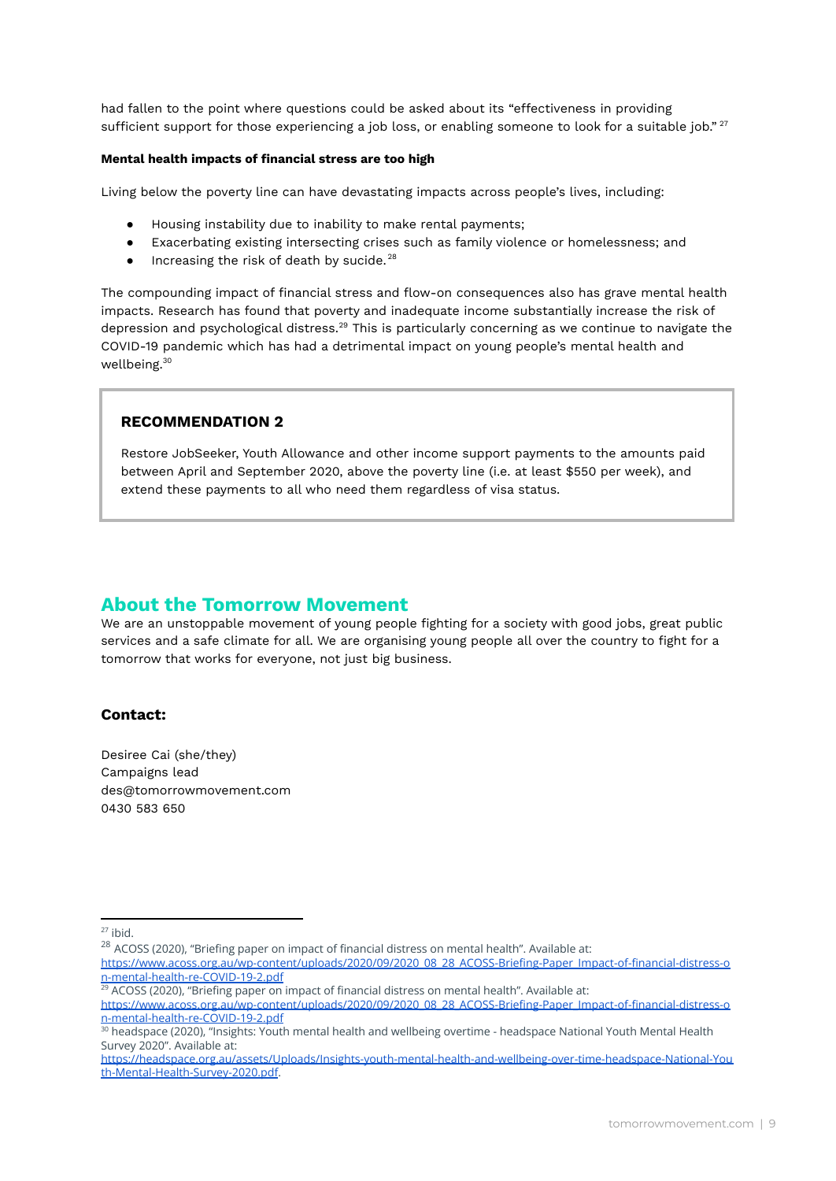had fallen to the point where questions could be asked about its "effectiveness in providing sufficient support for those experiencing a job loss, or enabling someone to look for a suitable job." [27]

**Mental health impacts of financial stress are too high**

Living below the poverty line can have devastating impacts across people's lives, including:

- Housing instability due to inability to make rental payments;
- Exacerbating existing intersecting crises such as family violence or homelessness; and
- Increasing the risk of death by sucide. [28]

The compounding impact of financial stress and flow-on consequences also has grave mental health impacts. Research has found that poverty and inadequate income substantially increase the risk of depression and psychological distress.[29] This is particularly concerning as we continue to navigate the COVID-19 pandemic which has had a detrimental impact on young people's mental health and wellbeing.[30]

> **RECOMMENDATION 2**
>
> Restore JobSeeker, Youth Allowance and other income support payments to the amounts paid between April and September 2020, above the poverty line (i.e. at least $550 per week), and extend these payments to all who need them regardless of visa status.

## About the Tomorrow Movement

We are an unstoppable movement of young people fighting for a society with good jobs, great public services and a safe climate for all. We are organising young people all over the country to fight for a tomorrow that works for everyone, not just big business.

### Contact:

Desiree Cai (she/they)
Campaigns lead
des@tomorrowmovement.com
0430 583 650

---

[27] ibid.

[28] ACOSS (2020), "Briefing paper on impact of financial distress on mental health". Available at: https://www.acoss.org.au/wp-content/uploads/2020/09/2020_08_28_ACOSS-Briefing-Paper_Impact-of-financial-distress-on-mental-health-re-COVID-19-2.pdf

[29] ACOSS (2020), "Briefing paper on impact of financial distress on mental health". Available at: https://www.acoss.org.au/wp-content/uploads/2020/09/2020_08_28_ACOSS-Briefing-Paper_Impact-of-financial-distress-on-mental-health-re-COVID-19-2.pdf

[30] headspace (2020), "Insights: Youth mental health and wellbeing overtime - headspace National Youth Mental Health Survey 2020". Available at: https://headspace.org.au/assets/Uploads/Insights-youth-mental-health-and-wellbeing-over-time-headspace-National-Youth-Mental-Health-Survey-2020.pdf.